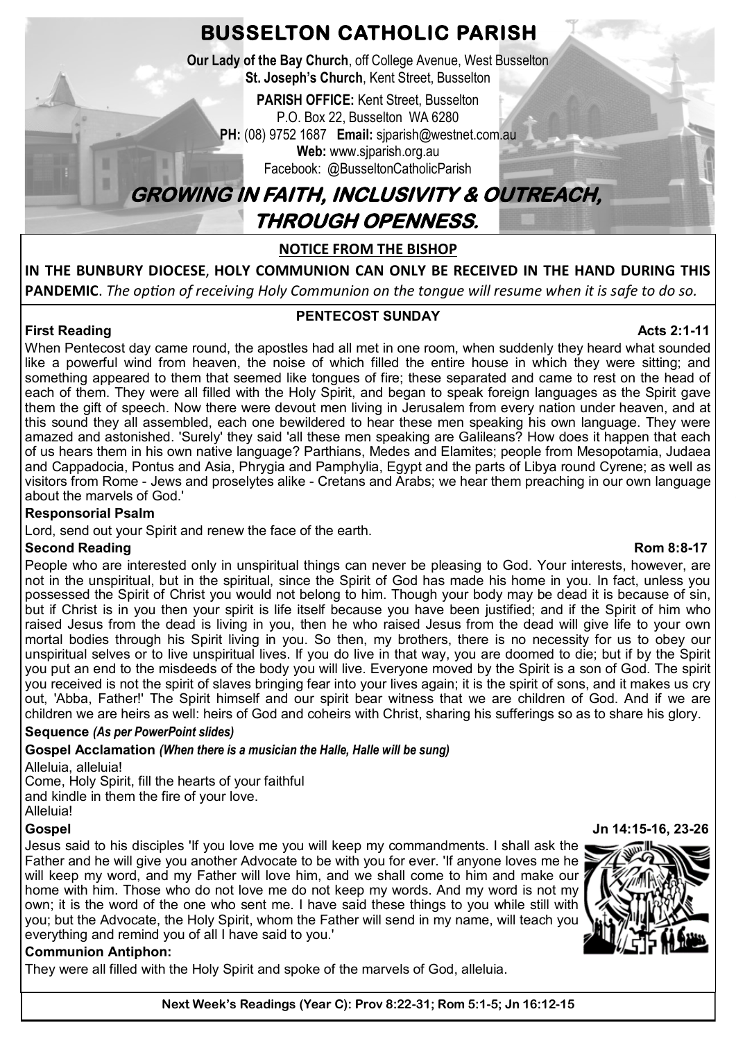# BUSSELTON CATHOLIC PARISH

**Our Lady of the Bay Church**, off College Avenue, West Busselton
**St. Joseph's Church**, Kent Street, Busselton

**PARISH OFFICE:** Kent Street, Busselton
P.O. Box 22, Busselton WA 6280
**PH:** (08) 9752 1687 **Email:** sjparish@westnet.com.au
**Web:** www.sjparish.org.au
Facebook: @BusseltonCatholicParish

## GROWING IN FAITH, INCLUSIVITY & OUTREACH, THROUGH OPENNESS.

**NOTICE FROM THE BISHOP**

**IN THE BUNBURY DIOCESE, HOLY COMMUNION CAN ONLY BE RECEIVED IN THE HAND DURING THIS PANDEMIC**. *The option of receiving Holy Communion on the tongue will resume when it is safe to do so.*

## PENTECOST SUNDAY

**First Reading** **Acts 2:1-11**

When Pentecost day came round, the apostles had all met in one room, when suddenly they heard what sounded like a powerful wind from heaven, the noise of which filled the entire house in which they were sitting; and something appeared to them that seemed like tongues of fire; these separated and came to rest on the head of each of them. They were all filled with the Holy Spirit, and began to speak foreign languages as the Spirit gave them the gift of speech. Now there were devout men living in Jerusalem from every nation under heaven, and at this sound they all assembled, each one bewildered to hear these men speaking his own language. They were amazed and astonished. 'Surely' they said 'all these men speaking are Galileans? How does it happen that each of us hears them in his own native language? Parthians, Medes and Elamites; people from Mesopotamia, Judaea and Cappadocia, Pontus and Asia, Phrygia and Pamphylia, Egypt and the parts of Libya round Cyrene; as well as visitors from Rome - Jews and proselytes alike - Cretans and Arabs; we hear them preaching in our own language about the marvels of God.'

**Responsorial Psalm**

Lord, send out your Spirit and renew the face of the earth.

**Second Reading** **Rom 8:8-17**

People who are interested only in unspiritual things can never be pleasing to God. Your interests, however, are not in the unspiritual, but in the spiritual, since the Spirit of God has made his home in you. In fact, unless you possessed the Spirit of Christ you would not belong to him. Though your body may be dead it is because of sin, but if Christ is in you then your spirit is life itself because you have been justified; and if the Spirit of him who raised Jesus from the dead is living in you, then he who raised Jesus from the dead will give life to your own mortal bodies through his Spirit living in you. So then, my brothers, there is no necessity for us to obey our unspiritual selves or to live unspiritual lives. If you do live in that way, you are doomed to die; but if by the Spirit you put an end to the misdeeds of the body you will live. Everyone moved by the Spirit is a son of God. The spirit you received is not the spirit of slaves bringing fear into your lives again; it is the spirit of sons, and it makes us cry out, 'Abba, Father!' The Spirit himself and our spirit bear witness that we are children of God. And if we are children we are heirs as well: heirs of God and coheirs with Christ, sharing his sufferings so as to share his glory.

**Sequence** ***(As per PowerPoint slides)***

**Gospel Acclamation** ***(When there is a musician the Halle, Halle will be sung)***

Alleluia, alleluia!
Come, Holy Spirit, fill the hearts of your faithful
and kindle in them the fire of your love.
Alleluia!

**Gospel** **Jn 14:15-16, 23-26**

Jesus said to his disciples 'If you love me you will keep my commandments. I shall ask the Father and he will give you another Advocate to be with you for ever. 'If anyone loves me he will keep my word, and my Father will love him, and we shall come to him and make our home with him. Those who do not love me do not keep my words. And my word is not my own; it is the word of the one who sent me. I have said these things to you while still with you; but the Advocate, the Holy Spirit, whom the Father will send in my name, will teach you everything and remind you of all I have said to you.'

**Communion Antiphon:**

They were all filled with the Holy Spirit and spoke of the marvels of God, alleluia.

**Next Week's Readings (Year C): Prov 8:22-31; Rom 5:1-5; Jn 16:12-15**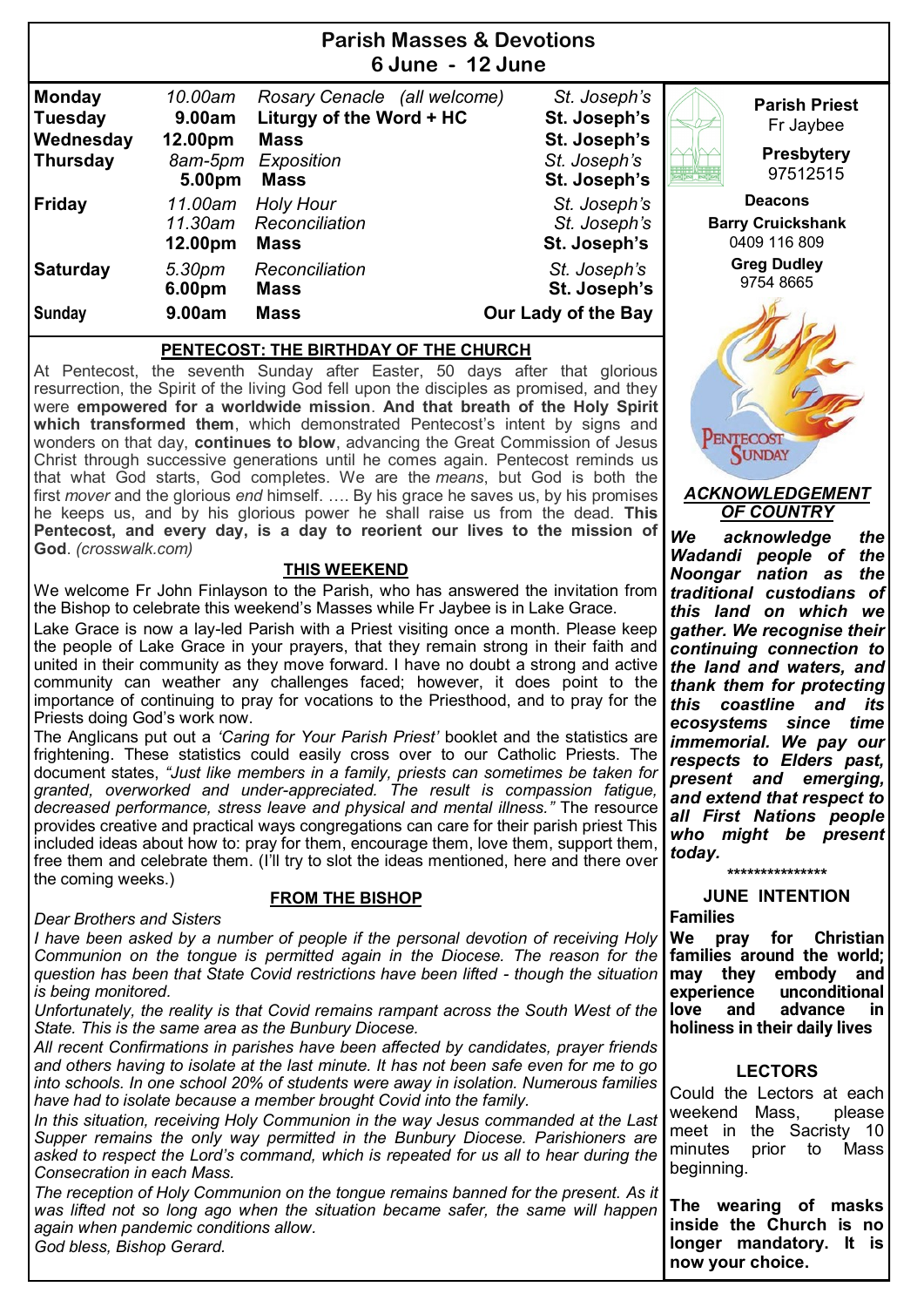## Parish Masses & Devotions
### 6 June - 12 June

| | | | |
|---|---|---|---|
| **Monday** | *10.00am* | *Rosary Cenacle (all welcome)* | *St. Joseph's* |
| **Tuesday** | **9.00am** | **Liturgy of the Word + HC** | **St. Joseph's** |
| **Wednesday** | **12.00pm** | **Mass** | **St. Joseph's** |
| **Thursday** | *8am-5pm* | *Exposition* | *St. Joseph's* |
| | **5.00pm** | **Mass** | **St. Joseph's** |
| **Friday** | *11.00am* | *Holy Hour* | *St. Joseph's* |
| | *11.30am* | *Reconciliation* | *St. Joseph's* |
| | **12.00pm** | **Mass** | **St. Joseph's** |
| **Saturday** | *5.30pm* | *Reconciliation* | *St. Joseph's* |
| | **6.00pm** | **Mass** | **St. Joseph's** |
| **Sunday** | **9.00am** | **Mass** | **Our Lady of the Bay** |

### PENTECOST: THE BIRTHDAY OF THE CHURCH

At Pentecost, the seventh Sunday after Easter, 50 days after that glorious resurrection, the Spirit of the living God fell upon the disciples as promised, and they were **empowered for a worldwide mission**. **And that breath of the Holy Spirit which transformed them**, which demonstrated Pentecost's intent by signs and wonders on that day, **continues to blow**, advancing the Great Commission of Jesus Christ through successive generations until he comes again. Pentecost reminds us that what God starts, God completes. We are the *means*, but God is both the first *mover* and the glorious *end* himself. …. By his grace he saves us, by his promises he keeps us, and by his glorious power he shall raise us from the dead. **This Pentecost, and every day, is a day to reorient our lives to the mission of God**. *(crosswalk.com)*

### THIS WEEKEND

We welcome Fr John Finlayson to the Parish, who has answered the invitation from the Bishop to celebrate this weekend's Masses while Fr Jaybee is in Lake Grace.

Lake Grace is now a lay-led Parish with a Priest visiting once a month. Please keep the people of Lake Grace in your prayers, that they remain strong in their faith and united in their community as they move forward. I have no doubt a strong and active community can weather any challenges faced; however, it does point to the importance of continuing to pray for vocations to the Priesthood, and to pray for the Priests doing God's work now.

The Anglicans put out a *'Caring for Your Parish Priest'* booklet and the statistics are frightening. These statistics could easily cross over to our Catholic Priests. The document states, *"Just like members in a family, priests can sometimes be taken for granted, overworked and under-appreciated. The result is compassion fatigue, decreased performance, stress leave and physical and mental illness."* The resource provides creative and practical ways congregations can care for their parish priest This included ideas about how to: pray for them, encourage them, love them, support them, free them and celebrate them. (I'll try to slot the ideas mentioned, here and there over the coming weeks.)

### FROM THE BISHOP

*Dear Brothers and Sisters*

*I have been asked by a number of people if the personal devotion of receiving Holy Communion on the tongue is permitted again in the Diocese. The reason for the question has been that State Covid restrictions have been lifted - though the situation is being monitored.*

*Unfortunately, the reality is that Covid remains rampant across the South West of the State. This is the same area as the Bunbury Diocese.*

*All recent Confirmations in parishes have been affected by candidates, prayer friends and others having to isolate at the last minute. It has not been safe even for me to go into schools. In one school 20% of students were away in isolation. Numerous families have had to isolate because a member brought Covid into the family.*

*In this situation, receiving Holy Communion in the way Jesus commanded at the Last Supper remains the only way permitted in the Bunbury Diocese. Parishioners are asked to respect the Lord's command, which is repeated for us all to hear during the Consecration in each Mass.*

*The reception of Holy Communion on the tongue remains banned for the present. As it was lifted not so long ago when the situation became safer, the same will happen again when pandemic conditions allow.*

*God bless, Bishop Gerard.*

**Parish Priest**
Fr Jaybee

**Presbytery**
97512515

**Deacons**

**Barry Cruickshank**
0409 116 809

**Greg Dudley**
9754 8665

PENTECOST SUNDAY

### *ACKNOWLEDGEMENT OF COUNTRY*

***We acknowledge the Wadandi people of the Noongar nation as the traditional custodians of this land on which we gather. We recognise their continuing connection to the land and waters, and thank them for protecting this coastline and its ecosystems since time immemorial. We pay our respects to Elders past, present and emerging, and extend that respect to all First Nations people who might be present today.***

\*\*\*\*\*\*\*\*\*\*\*\*\*\*\*

### JUNE INTENTION

**Families**

**We pray for Christian families around the world; may they embody and experience unconditional love and advance in holiness in their daily lives**

### LECTORS

Could the Lectors at each weekend Mass, please meet in the Sacristy 10 minutes prior to Mass beginning.

**The wearing of masks inside the Church is no longer mandatory. It is now your choice.**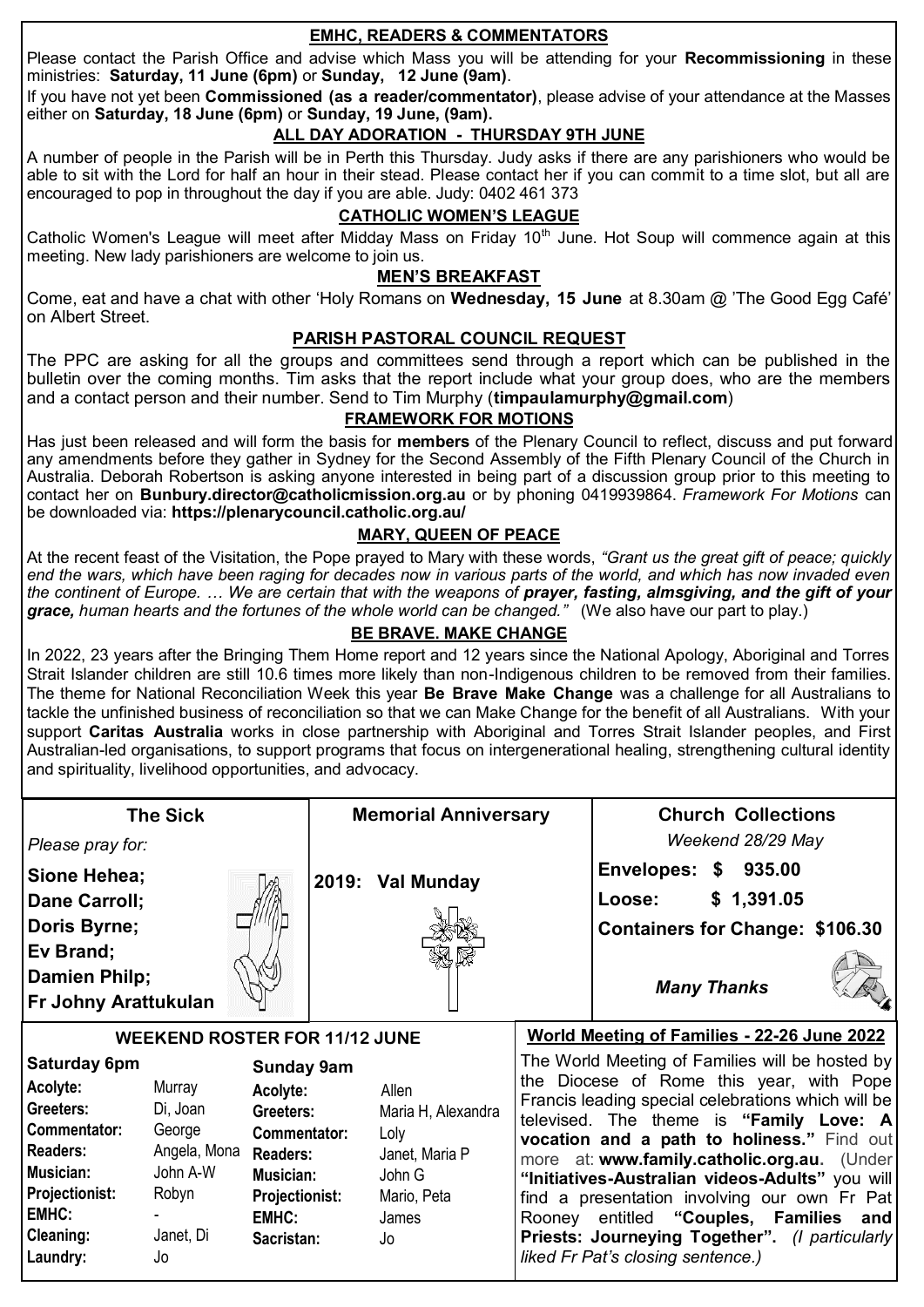## EMHC, READERS & COMMENTATORS

Please contact the Parish Office and advise which Mass you will be attending for your **Recommissioning** in these ministries: **Saturday, 11 June (6pm)** or **Sunday, 12 June (9am)**.

If you have not yet been **Commissioned (as a reader/commentator)**, please advise of your attendance at the Masses either on **Saturday, 18 June (6pm)** or **Sunday, 19 June, (9am).**

## ALL DAY ADORATION - THURSDAY 9TH JUNE

A number of people in the Parish will be in Perth this Thursday. Judy asks if there are any parishioners who would be able to sit with the Lord for half an hour in their stead. Please contact her if you can commit to a time slot, but all are encouraged to pop in throughout the day if you are able. Judy: 0402 461 373

## CATHOLIC WOMEN'S LEAGUE

Catholic Women's League will meet after Midday Mass on Friday 10th June. Hot Soup will commence again at this meeting. New lady parishioners are welcome to join us.

## MEN'S BREAKFAST

Come, eat and have a chat with other 'Holy Romans on **Wednesday, 15 June** at 8.30am @ 'The Good Egg Café' on Albert Street.

## PARISH PASTORAL COUNCIL REQUEST

The PPC are asking for all the groups and committees send through a report which can be published in the bulletin over the coming months. Tim asks that the report include what your group does, who are the members and a contact person and their number. Send to Tim Murphy (**timpaulamurphy@gmail.com**)

## FRAMEWORK FOR MOTIONS

Has just been released and will form the basis for **members** of the Plenary Council to reflect, discuss and put forward any amendments before they gather in Sydney for the Second Assembly of the Fifth Plenary Council of the Church in Australia. Deborah Robertson is asking anyone interested in being part of a discussion group prior to this meeting to contact her on **Bunbury.director@catholicmission.org.au** or by phoning 0419939864. *Framework For Motions* can be downloaded via: **https://plenarycouncil.catholic.org.au/**

## MARY, QUEEN OF PEACE

At the recent feast of the Visitation, the Pope prayed to Mary with these words, *"Grant us the great gift of peace; quickly end the wars, which have been raging for decades now in various parts of the world, and which has now invaded even the continent of Europe. … We are certain that with the weapons of **prayer, fasting, almsgiving, and the gift of your grace,** human hearts and the fortunes of the whole world can be changed."* (We also have our part to play.)

## BE BRAVE. MAKE CHANGE

In 2022, 23 years after the Bringing Them Home report and 12 years since the National Apology, Aboriginal and Torres Strait Islander children are still 10.6 times more likely than non-Indigenous children to be removed from their families. The theme for National Reconciliation Week this year **Be Brave Make Change** was a challenge for all Australians to tackle the unfinished business of reconciliation so that we can Make Change for the benefit of all Australians. With your support **Caritas Australia** works in close partnership with Aboriginal and Torres Strait Islander peoples, and First Australian-led organisations, to support programs that focus on intergenerational healing, strengthening cultural identity and spirituality, livelihood opportunities, and advocacy.

### The Sick

*Please pray for:*

**Sione Hehea;**
**Dane Carroll;**
**Doris Byrne;**
**Ev Brand;**
**Damien Philp;**
**Fr Johny Arattukulan**

### Memorial Anniversary

**2019: Val Munday**

### Church Collections

*Weekend 28/29 May*

**Envelopes: $ 935.00**
**Loose: $ 1,391.05**
**Containers for Change: $106.30**

***Many Thanks***

### WEEKEND ROSTER FOR 11/12 JUNE

| Saturday 6pm | | Sunday 9am | |
|---|---|---|---|
| **Acolyte:** | Murray | **Acolyte:** | Allen |
| **Greeters:** | Di, Joan | **Greeters:** | Maria H, Alexandra |
| **Commentator:** | George | **Commentator:** | Loly |
| **Readers:** | Angela, Mona | **Readers:** | Janet, Maria P |
| **Musician:** | John A-W | **Musician:** | John G |
| **Projectionist:** | Robyn | **Projectionist:** | Mario, Peta |
| **EMHC:** | - | **EMHC:** | James |
| **Cleaning:** | Janet, Di | **Sacristan:** | Jo |
| **Laundry:** | Jo | | |

### World Meeting of Families - 22-26 June 2022

The World Meeting of Families will be hosted by the Diocese of Rome this year, with Pope Francis leading special celebrations which will be televised. The theme is **"Family Love: A vocation and a path to holiness."** Find out more at: **www.family.catholic.org.au.** (Under **"Initiatives-Australian videos-Adults"** you will find a presentation involving our own Fr Pat Rooney entitled **"Couples, Families and Priests: Journeying Together".** *(I particularly liked Fr Pat's closing sentence.)*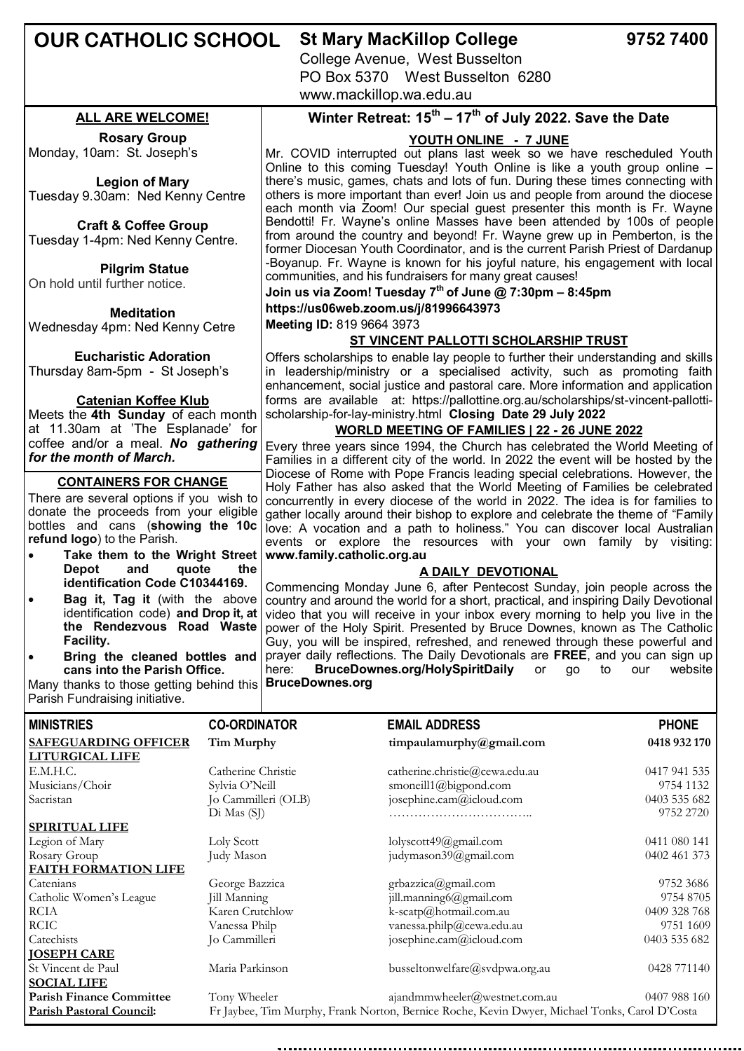# OUR CATHOLIC SCHOOL

**St Mary MacKillop College** **9752 7400**

College Avenue, West Busselton
PO Box 5370 West Busselton 6280
www.mackillop.wa.edu.au

## ALL ARE WELCOME!

**Rosary Group**
Monday, 10am: St. Joseph's

**Legion of Mary**
Tuesday 9.30am: Ned Kenny Centre

**Craft & Coffee Group**
Tuesday 1-4pm: Ned Kenny Centre.

**Pilgrim Statue**
On hold until further notice.

**Meditation**
Wednesday 4pm: Ned Kenny Cetre

**Eucharistic Adoration**
Thursday 8am-5pm - St Joseph's

**Catenian Koffee Klub**
Meets the **4th Sunday** of each month at 11.30am at 'The Esplanade' for coffee and/or a meal. ***No gathering for the month of March.***

## CONTAINERS FOR CHANGE

There are several options if you wish to donate the proceeds from your eligible bottles and cans (**showing the 10c refund logo**) to the Parish.

- **Take them to the Wright Street Depot and quote the identification Code C10344169.**
- **Bag it, Tag it** (with the above identification code) **and Drop it, at the Rendezvous Road Waste Facility.**
- **Bring the cleaned bottles and cans into the Parish Office.**

Many thanks to those getting behind this Parish Fundraising initiative.

## Winter Retreat: 15th – 17th of July 2022. Save the Date

### YOUTH ONLINE - 7 JUNE

Mr. COVID interrupted out plans last week so we have rescheduled Youth Online to this coming Tuesday! Youth Online is like a youth group online – there's music, games, chats and lots of fun. During these times connecting with others is more important than ever! Join us and people from around the diocese each month via Zoom! Our special guest presenter this month is Fr. Wayne Bendotti! Fr. Wayne's online Masses have been attended by 100s of people from around the country and beyond! Fr. Wayne grew up in Pemberton, is the former Diocesan Youth Coordinator, and is the current Parish Priest of Dardanup -Boyanup. Fr. Wayne is known for his joyful nature, his engagement with local communities, and his fundraisers for many great causes!

**Join us via Zoom! Tuesday 7th of June @ 7:30pm – 8:45pm**

**https://us06web.zoom.us/j/81996643973**

**Meeting ID:** 819 9664 3973

### ST VINCENT PALLOTTI SCHOLARSHIP TRUST

Offers scholarships to enable lay people to further their understanding and skills in leadership/ministry or a specialised activity, such as promoting faith enhancement, social justice and pastoral care. More information and application forms are available at: https://pallottine.org.au/scholarships/st-vincent-pallotti-scholarship-for-lay-ministry.html **Closing Date 29 July 2022**

### WORLD MEETING OF FAMILIES | 22 - 26 JUNE 2022

Every three years since 1994, the Church has celebrated the World Meeting of Families in a different city of the world. In 2022 the event will be hosted by the Diocese of Rome with Pope Francis leading special celebrations. However, the Holy Father has also asked that the World Meeting of Families be celebrated concurrently in every diocese of the world in 2022. The idea is for families to gather locally around their bishop to explore and celebrate the theme of "Family love: A vocation and a path to holiness." You can discover local Australian events or explore the resources with your own family by visiting: **www.family.catholic.org.au**

### A DAILY DEVOTIONAL

Commencing Monday June 6, after Pentecost Sunday, join people across the country and around the world for a short, practical, and inspiring Daily Devotional video that you will receive in your inbox every morning to help you live in the power of the Holy Spirit. Presented by Bruce Downes, known as The Catholic Guy, you will be inspired, refreshed, and renewed through these powerful and prayer daily reflections. The Daily Devotionals are **FREE**, and you can sign up here: **BruceDownes.org/HolySpiritDaily** or go to our website **BruceDownes.org**

| MINISTRIES | CO-ORDINATOR | EMAIL ADDRESS | PHONE |
|---|---|---|---|
| **SAFEGUARDING OFFICER** | **Tim Murphy** | **timpaulamurphy@gmail.com** | **0418 932 170** |
| **LITURGICAL LIFE** | | | |
| E.M.H.C. | Catherine Christie | catherine.christie@cewa.edu.au | 0417 941 535 |
| Musicians/Choir | Sylvia O'Neill | smoneill1@bigpond.com | 9754 1132 |
| Sacristan | Jo Cammilleri (OLB) | josephine.cam@icloud.com | 0403 535 682 |
| | Di Mas (SJ) | …………………………….. | 9752 2720 |
| **SPIRITUAL LIFE** | | | |
| Legion of Mary | Loly Scott | lolyscott49@gmail.com | 0411 080 141 |
| Rosary Group | Judy Mason | judymason39@gmail.com | 0402 461 373 |
| **FAITH FORMATION LIFE** | | | |
| Catenians | George Bazzica | grbazzica@gmail.com | 9752 3686 |
| Catholic Women's League | Jill Manning | jill.manning6@gmail.com | 9754 8705 |
| RCIA | Karen Crutchlow | k-scatp@hotmail.com.au | 0409 328 768 |
| RCIC | Vanessa Philp | vanessa.philp@cewa.edu.au | 9751 1609 |
| Catechists | Jo Cammilleri | josephine.cam@icloud.com | 0403 535 682 |
| **JOSEPH CARE** | | | |
| St Vincent de Paul | Maria Parkinson | busseltonwelfare@svdpwa.org.au | 0428 771140 |
| **SOCIAL LIFE** | | | |
| **Parish Finance Committee** | Tony Wheeler | ajandmmwheeler@westnet.com.au | 0407 988 160 |
| **Parish Pastoral Council:** | Fr Jaybee, Tim Murphy, Frank Norton, Bernice Roche, Kevin Dwyer, Michael Tonks, Carol D'Costa | | |